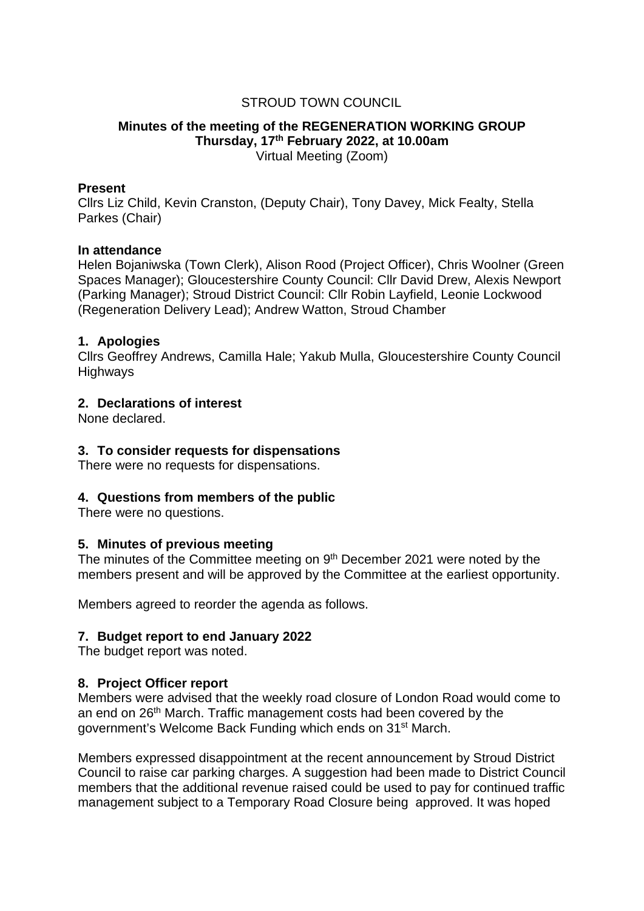STROUD TOWN COUNCIL

**Minutes of the meeting of the REGENERATION WORKING GROUP**
**Thursday, 17th February 2022, at 10.00am**
Virtual Meeting (Zoom)

**Present**
Cllrs Liz Child, Kevin Cranston, (Deputy Chair), Tony Davey, Mick Fealty, Stella Parkes (Chair)

**In attendance**
Helen Bojaniwska (Town Clerk), Alison Rood (Project Officer), Chris Woolner (Green Spaces Manager); Gloucestershire County Council: Cllr David Drew, Alexis Newport (Parking Manager); Stroud District Council: Cllr Robin Layfield, Leonie Lockwood (Regeneration Delivery Lead); Andrew Watton, Stroud Chamber

## 1. Apologies

Cllrs Geoffrey Andrews, Camilla Hale; Yakub Mulla, Gloucestershire County Council Highways

## 2. Declarations of interest

None declared.

## 3. To consider requests for dispensations

There were no requests for dispensations.

## 4. Questions from members of the public

There were no questions.

## 5. Minutes of previous meeting

The minutes of the Committee meeting on 9th December 2021 were noted by the members present and will be approved by the Committee at the earliest opportunity.

Members agreed to reorder the agenda as follows.

## 7. Budget report to end January 2022

The budget report was noted.

## 8. Project Officer report

Members were advised that the weekly road closure of London Road would come to an end on 26th March. Traffic management costs had been covered by the government's Welcome Back Funding which ends on 31st March.

Members expressed disappointment at the recent announcement by Stroud District Council to raise car parking charges. A suggestion had been made to District Council members that the additional revenue raised could be used to pay for continued traffic management subject to a Temporary Road Closure being approved. It was hoped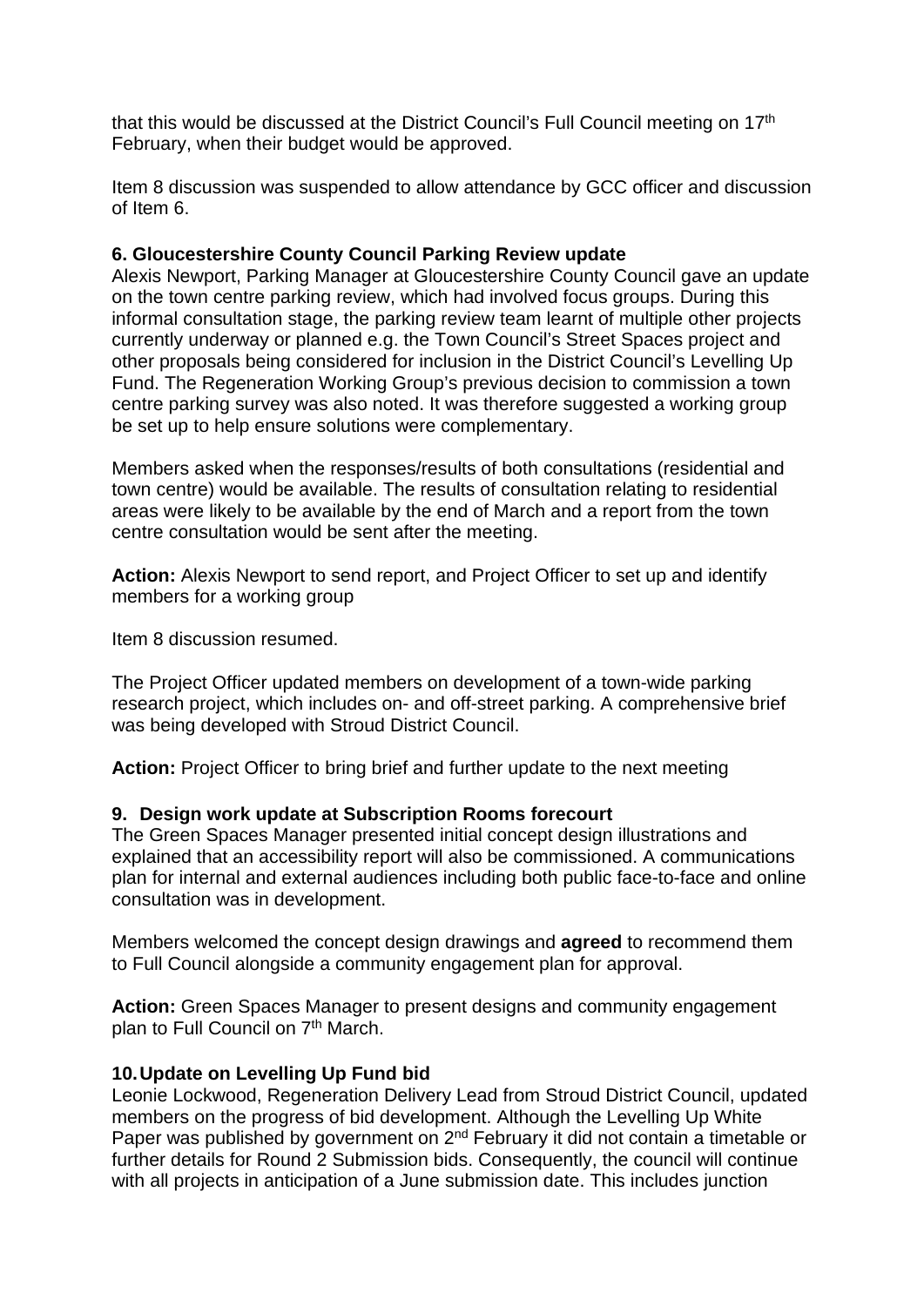that this would be discussed at the District Council's Full Council meeting on 17th February, when their budget would be approved.

Item 8 discussion was suspended to allow attendance by GCC officer and discussion of Item 6.

**6. Gloucestershire County Council Parking Review update**

Alexis Newport, Parking Manager at Gloucestershire County Council gave an update on the town centre parking review, which had involved focus groups. During this informal consultation stage, the parking review team learnt of multiple other projects currently underway or planned e.g. the Town Council's Street Spaces project and other proposals being considered for inclusion in the District Council's Levelling Up Fund. The Regeneration Working Group's previous decision to commission a town centre parking survey was also noted. It was therefore suggested a working group be set up to help ensure solutions were complementary.

Members asked when the responses/results of both consultations (residential and town centre) would be available. The results of consultation relating to residential areas were likely to be available by the end of March and a report from the town centre consultation would be sent after the meeting.

**Action:** Alexis Newport to send report, and Project Officer to set up and identify members for a working group

Item 8 discussion resumed.

The Project Officer updated members on development of a town-wide parking research project, which includes on- and off-street parking. A comprehensive brief was being developed with Stroud District Council.

**Action:** Project Officer to bring brief and further update to the next meeting

**9. Design work update at Subscription Rooms forecourt**

The Green Spaces Manager presented initial concept design illustrations and explained that an accessibility report will also be commissioned. A communications plan for internal and external audiences including both public face-to-face and online consultation was in development.

Members welcomed the concept design drawings and **agreed** to recommend them to Full Council alongside a community engagement plan for approval.

**Action:** Green Spaces Manager to present designs and community engagement plan to Full Council on 7th March.

**10. Update on Levelling Up Fund bid**

Leonie Lockwood, Regeneration Delivery Lead from Stroud District Council, updated members on the progress of bid development. Although the Levelling Up White Paper was published by government on 2nd February it did not contain a timetable or further details for Round 2 Submission bids. Consequently, the council will continue with all projects in anticipation of a June submission date. This includes junction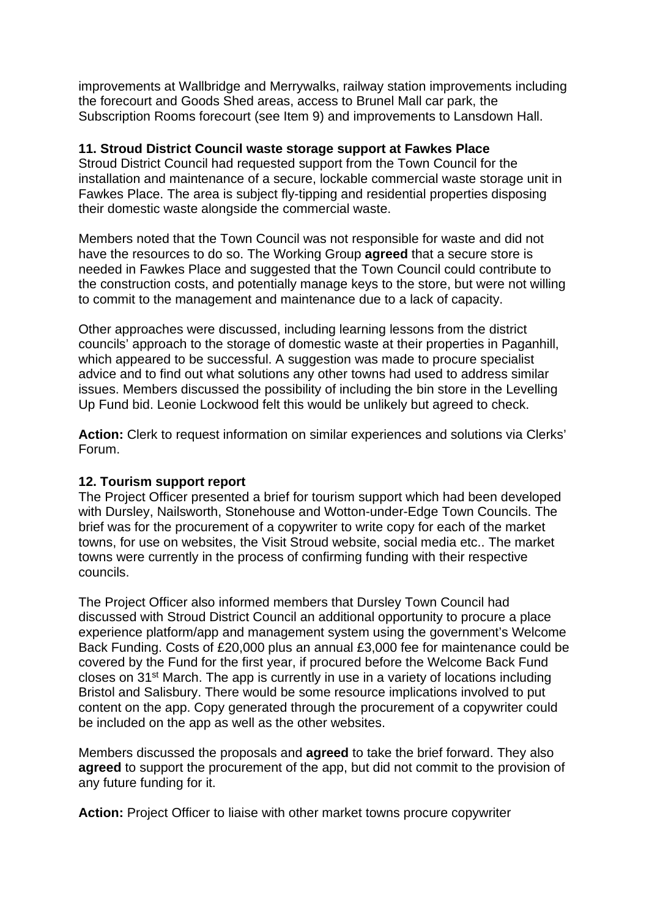improvements at Wallbridge and Merrywalks, railway station improvements including the forecourt and Goods Shed areas, access to Brunel Mall car park, the Subscription Rooms forecourt (see Item 9) and improvements to Lansdown Hall.

**11. Stroud District Council waste storage support at Fawkes Place**
Stroud District Council had requested support from the Town Council for the installation and maintenance of a secure, lockable commercial waste storage unit in Fawkes Place. The area is subject fly-tipping and residential properties disposing their domestic waste alongside the commercial waste.

Members noted that the Town Council was not responsible for waste and did not have the resources to do so. The Working Group **agreed** that a secure store is needed in Fawkes Place and suggested that the Town Council could contribute to the construction costs, and potentially manage keys to the store, but were not willing to commit to the management and maintenance due to a lack of capacity.

Other approaches were discussed, including learning lessons from the district councils' approach to the storage of domestic waste at their properties in Paganhill, which appeared to be successful. A suggestion was made to procure specialist advice and to find out what solutions any other towns had used to address similar issues. Members discussed the possibility of including the bin store in the Levelling Up Fund bid. Leonie Lockwood felt this would be unlikely but agreed to check.

**Action:** Clerk to request information on similar experiences and solutions via Clerks' Forum.

**12. Tourism support report**
The Project Officer presented a brief for tourism support which had been developed with Dursley, Nailsworth, Stonehouse and Wotton-under-Edge Town Councils. The brief was for the procurement of a copywriter to write copy for each of the market towns, for use on websites, the Visit Stroud website, social media etc.. The market towns were currently in the process of confirming funding with their respective councils.

The Project Officer also informed members that Dursley Town Council had discussed with Stroud District Council an additional opportunity to procure a place experience platform/app and management system using the government's Welcome Back Funding. Costs of £20,000 plus an annual £3,000 fee for maintenance could be covered by the Fund for the first year, if procured before the Welcome Back Fund closes on 31st March. The app is currently in use in a variety of locations including Bristol and Salisbury. There would be some resource implications involved to put content on the app. Copy generated through the procurement of a copywriter could be included on the app as well as the other websites.

Members discussed the proposals and **agreed** to take the brief forward. They also **agreed** to support the procurement of the app, but did not commit to the provision of any future funding for it.

**Action:** Project Officer to liaise with other market towns procure copywriter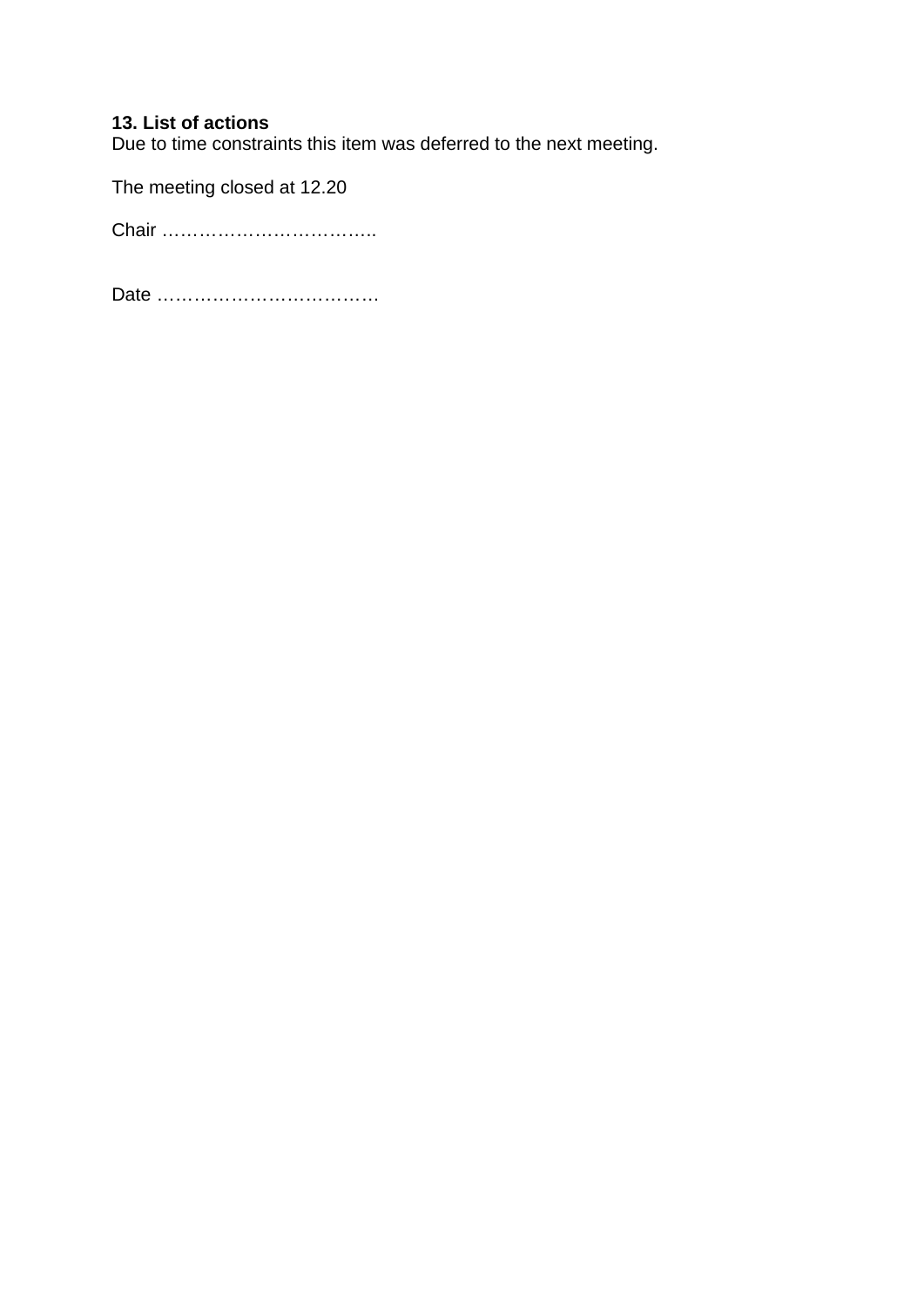**13. List of actions**
Due to time constraints this item was deferred to the next meeting.

The meeting closed at 12.20

Chair ……………………………..

Date ………………………………